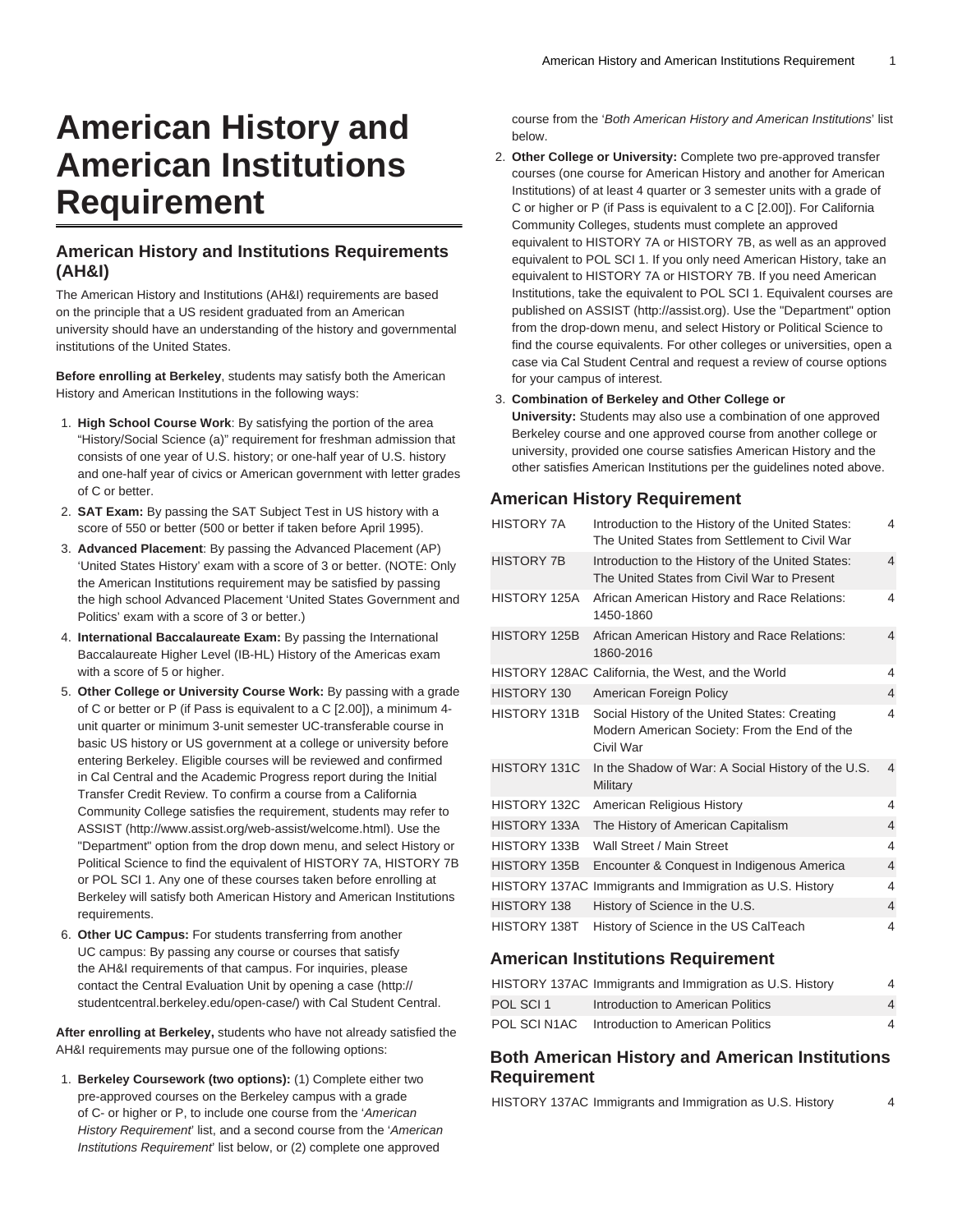# American History and American Institutions Requirement

## American History and Institutions Requirements (AH&I)

The American History and Institutions (AH&I) requirements are based on the principle that a US resident graduated from an American university should have an understanding of the history and governmental institutions of the United States.

**Before enrolling at Berkeley**, students may satisfy both the American History and American Institutions in the following ways:

1. **High School Course Work**: By satisfying the portion of the area "History/Social Science (a)" requirement for freshman admission that consists of one year of U.S. history; or one-half year of U.S. history and one-half year of civics or American government with letter grades of C or better.
2. **SAT Exam:** By passing the SAT Subject Test in US history with a score of 550 or better (500 or better if taken before April 1995).
3. **Advanced Placement**: By passing the Advanced Placement (AP) 'United States History' exam with a score of 3 or better. (NOTE: Only the American Institutions requirement may be satisfied by passing the high school Advanced Placement 'United States Government and Politics' exam with a score of 3 or better.)
4. **International Baccalaureate Exam:** By passing the International Baccalaureate Higher Level (IB-HL) History of the Americas exam with a score of 5 or higher.
5. **Other College or University Course Work:** By passing with a grade of C or better or P (if Pass is equivalent to a C [2.00]), a minimum 4-unit quarter or minimum 3-unit semester UC-transferable course in basic US history or US government at a college or university before entering Berkeley. Eligible courses will be reviewed and confirmed in Cal Central and the Academic Progress report during the Initial Transfer Credit Review. To confirm a course from a California Community College satisfies the requirement, students may refer to ASSIST (http://www.assist.org/web-assist/welcome.html). Use the "Department" option from the drop down menu, and select History or Political Science to find the equivalent of HISTORY 7A, HISTORY 7B or POL SCI 1. Any one of these courses taken before enrolling at Berkeley will satisfy both American History and American Institutions requirements.
6. **Other UC Campus:** For students transferring from another UC campus: By passing any course or courses that satisfy the AH&I requirements of that campus. For inquiries, please contact the Central Evaluation Unit by opening a case (http://studentcentral.berkeley.edu/open-case/) with Cal Student Central.

**After enrolling at Berkeley,** students who have not already satisfied the AH&I requirements may pursue one of the following options:

1. **Berkeley Coursework (two options):** (1) Complete either two pre-approved courses on the Berkeley campus with a grade of C- or higher or P, to include one course from the '*American History Requirement*' list, and a second course from the '*American Institutions Requirement*' list below, or (2) complete one approved course from the '*Both American History and American Institutions*' list below.
2. **Other College or University:** Complete two pre-approved transfer courses (one course for American History and another for American Institutions) of at least 4 quarter or 3 semester units with a grade of C or higher or P (if Pass is equivalent to a C [2.00]). For California Community Colleges, students must complete an approved equivalent to HISTORY 7A or HISTORY 7B, as well as an approved equivalent to POL SCI 1. If you only need American History, take an equivalent to HISTORY 7A or HISTORY 7B. If you need American Institutions, take the equivalent to POL SCI 1. Equivalent courses are published on ASSIST (http://assist.org). Use the "Department" option from the drop-down menu, and select History or Political Science to find the course equivalents. For other colleges or universities, open a case via Cal Student Central and request a review of course options for your campus of interest.
3. **Combination of Berkeley and Other College or University:** Students may also use a combination of one approved Berkeley course and one approved course from another college or university, provided one course satisfies American History and the other satisfies American Institutions per the guidelines noted above.

## American History Requirement

| | | |
|---|---|---|
| HISTORY 7A | Introduction to the History of the United States: The United States from Settlement to Civil War | 4 |
| HISTORY 7B | Introduction to the History of the United States: The United States from Civil War to Present | 4 |
| HISTORY 125A | African American History and Race Relations: 1450-1860 | 4 |
| HISTORY 125B | African American History and Race Relations: 1860-2016 | 4 |
| HISTORY 128AC | California, the West, and the World | 4 |
| HISTORY 130 | American Foreign Policy | 4 |
| HISTORY 131B | Social History of the United States: Creating Modern American Society: From the End of the Civil War | 4 |
| HISTORY 131C | In the Shadow of War: A Social History of the U.S. Military | 4 |
| HISTORY 132C | American Religious History | 4 |
| HISTORY 133A | The History of American Capitalism | 4 |
| HISTORY 133B | Wall Street / Main Street | 4 |
| HISTORY 135B | Encounter & Conquest in Indigenous America | 4 |
| HISTORY 137AC | Immigrants and Immigration as U.S. History | 4 |
| HISTORY 138 | History of Science in the U.S. | 4 |
| HISTORY 138T | History of Science in the US CalTeach | 4 |

## American Institutions Requirement

| | | |
|---|---|---|
| HISTORY 137AC | Immigrants and Immigration as U.S. History | 4 |
| POL SCI 1 | Introduction to American Politics | 4 |
| POL SCI N1AC | Introduction to American Politics | 4 |

## Both American History and American Institutions Requirement

| | | |
|---|---|---|
| HISTORY 137AC | Immigrants and Immigration as U.S. History | 4 |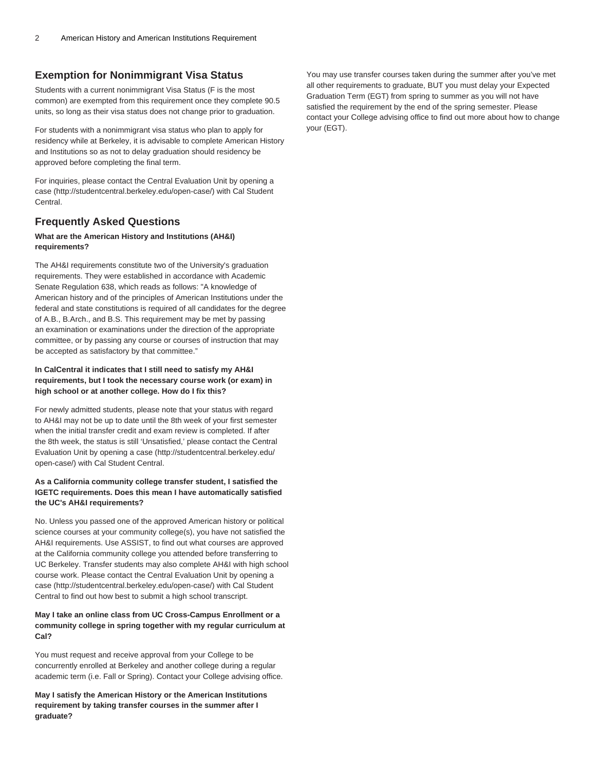## Exemption for Nonimmigrant Visa Status

Students with a current nonimmigrant Visa Status (F is the most common) are exempted from this requirement once they complete 90.5 units, so long as their visa status does not change prior to graduation.

For students with a nonimmigrant visa status who plan to apply for residency while at Berkeley, it is advisable to complete American History and Institutions so as not to delay graduation should residency be approved before completing the final term.

For inquiries, please contact the Central Evaluation Unit by opening a case (http://studentcentral.berkeley.edu/open-case/) with Cal Student Central.

## Frequently Asked Questions

**What are the American History and Institutions (AH&I) requirements?**

The AH&I requirements constitute two of the University's graduation requirements. They were established in accordance with Academic Senate Regulation 638, which reads as follows: "A knowledge of American history and of the principles of American Institutions under the federal and state constitutions is required of all candidates for the degree of A.B., B.Arch., and B.S. This requirement may be met by passing an examination or examinations under the direction of the appropriate committee, or by passing any course or courses of instruction that may be accepted as satisfactory by that committee."

**In CalCentral it indicates that I still need to satisfy my AH&I requirements, but I took the necessary course work (or exam) in high school or at another college. How do I fix this?**

For newly admitted students, please note that your status with regard to AH&I may not be up to date until the 8th week of your first semester when the initial transfer credit and exam review is completed. If after the 8th week, the status is still 'Unsatisfied,' please contact the Central Evaluation Unit by opening a case (http://studentcentral.berkeley.edu/open-case/) with Cal Student Central.

**As a California community college transfer student, I satisfied the IGETC requirements. Does this mean I have automatically satisfied the UC's AH&I requirements?**

No. Unless you passed one of the approved American history or political science courses at your community college(s), you have not satisfied the AH&I requirements. Use ASSIST, to find out what courses are approved at the California community college you attended before transferring to UC Berkeley. Transfer students may also complete AH&I with high school course work. Please contact the Central Evaluation Unit by opening a case (http://studentcentral.berkeley.edu/open-case/) with Cal Student Central to find out how best to submit a high school transcript.

**May I take an online class from UC Cross-Campus Enrollment or a community college in spring together with my regular curriculum at Cal?**

You must request and receive approval from your College to be concurrently enrolled at Berkeley and another college during a regular academic term (i.e. Fall or Spring). Contact your College advising office.

**May I satisfy the American History or the American Institutions requirement by taking transfer courses in the summer after I graduate?**

You may use transfer courses taken during the summer after you've met all other requirements to graduate, BUT you must delay your Expected Graduation Term (EGT) from spring to summer as you will not have satisfied the requirement by the end of the spring semester. Please contact your College advising office to find out more about how to change your (EGT).